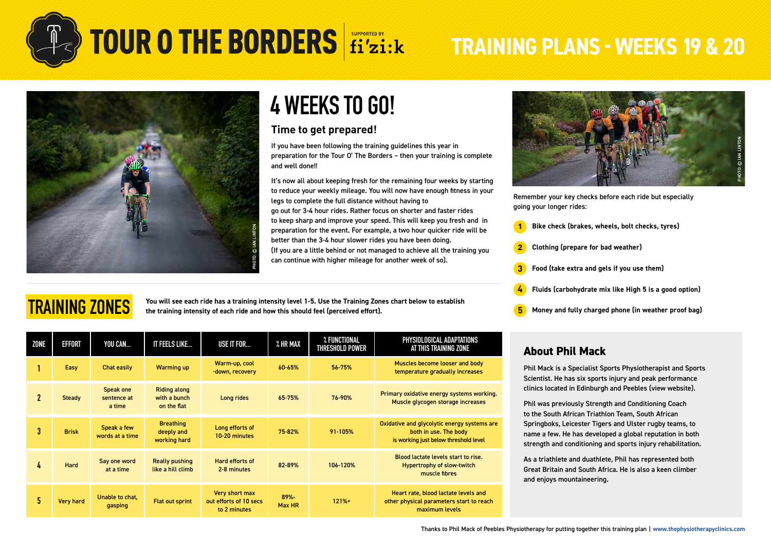# TOUR O THE BORDERS

SUPPORTED BY fi'zi:k

# TRAINING PLANS - WEEKS 19 & 20

PHOTO: © IAN LINTON

## 4 WEEKS TO GO!

### Time to get prepared!

If you have been following the training guidelines this year in preparation for the Tour O' The Borders – then your training is complete and well done!!

It's now all about keeping fresh for the remaining four weeks by starting to reduce your weekly mileage. You will now have enough fitness in your legs to complete the full distance without having to go out for 3-4 hour rides. Rather focus on shorter and faster rides to keep sharp and improve your speed. This will keep you fresh and in preparation for the event. For example, a two hour quicker ride will be better than the 3-4 hour slower rides you have been doing.
(If you are a little behind or not managed to achieve all the training you can continue with higher mileage for another week of so).

PHOTO: © IAN LINTON

Remember your key checks before each ride but especially going your longer rides:

1. **Bike check (brakes, wheels, bolt checks, tyres)**
2. **Clothing (prepare for bad weather)**
3. **Food (take extra and gels if you use them)**
4. **Fluids (carbohydrate mix like High 5 is a good option)**
5. **Money and fully charged phone (in weather proof bag)**

## TRAINING ZONES

**You will see each ride has a training intensity level 1-5. Use the Training Zones chart below to establish the training intensity of each ride and how this should feel (perceived effort).**

| ZONE | EFFORT | YOU CAN... | IT FEELS LIKE... | USE IT FOR... | % HR MAX | % FUNCTIONAL THRESHOLD POWER | PHYSIOLOGICAL ADAPTATIONS AT THIS TRAINING ZONE |
|---|---|---|---|---|---|---|---|
| 1 | Easy | Chat easily | Warming up | Warm-up, cool -down, recovery | 60-65% | 56-75% | Muscles become looser and body temperature gradually increases |
| 2 | Steady | Speak one sentence at a time | Riding along with a bunch on the flat | Long rides | 65-75% | 76-90% | Primary oxidative energy systems working. Muscle glycogen storage increases |
| 3 | Brisk | Speak a few words at a time | Breathing deeply and working hard | Long efforts of 10-20 minutes | 75-82% | 91-105% | Oxidative and glycolytic energy systems are both in use. The body is working just below threshold level |
| 4 | Hard | Say one word at a time | Really pushing like a hill climb | Hard efforts of 2-8 minutes | 82-89% | 106-120% | Blood lactate levels start to rise. Hypertrophy of slow-twitch muscle fibres |
| 5 | Very hard | Unable to chat, gasping | Flat out sprint | Very short max out efforts of 10 secs to 2 minutes | 89%- Max HR | 121%+ | Heart rate, blood lactate levels and other physical parameters start to reach maximum levels |

## About Phil Mack

Phil Mack is a Specialist Sports Physiotherapist and Sports Scientist. He has six sports injury and peak performance clinics located in Edinburgh and Peebles (view website).

Phil was previously Strength and Conditioning Coach to the South African Triathlon Team, South African Springboks, Leicester Tigers and Ulster rugby teams, to name a few. He has developed a global reputation in both strength and conditioning and sports injury rehabilitation.

As a triathlete and duathlete, Phil has represented both Great Britain and South Africa. He is also a keen climber and enjoys mountaineering.

Thanks to Phil Mack of Peebles Physiotherapy for putting together this training plan | www.thephysiotherapyclinics.com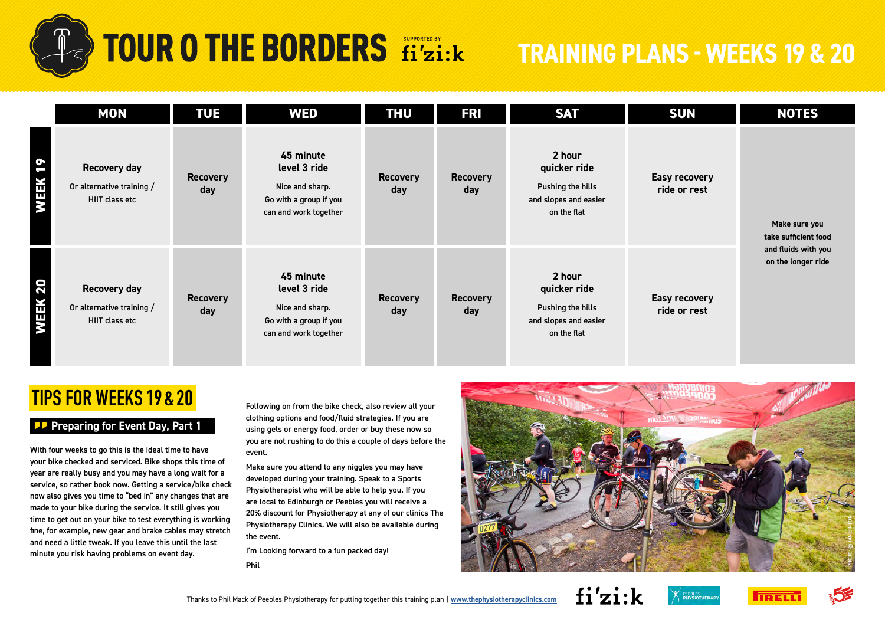# TOUR O THE BORDERS

SUPPORTED BY fi'zi:k

## TRAINING PLANS - WEEKS 19 & 20

| | MON | TUE | WED | THU | FRI | SAT | SUN | NOTES |
|---|---|---|---|---|---|---|---|---|
| WEEK 19 | **Recovery day** Or alternative training / HIIT class etc | **Recovery day** | **45 minute level 3 ride** Nice and sharp. Go with a group if you can and work together | **Recovery day** | **Recovery day** | **2 hour quicker ride** Pushing the hills and slopes and easier on the flat | **Easy recovery ride or rest** | **Make sure you take sufficient food and fluids with you on the longer ride** |
| WEEK 20 | **Recovery day** Or alternative training / HIIT class etc | **Recovery day** | **45 minute level 3 ride** Nice and sharp. Go with a group if you can and work together | **Recovery day** | **Recovery day** | **2 hour quicker ride** Pushing the hills and slopes and easier on the flat | **Easy recovery ride or rest** | |

## TIPS FOR WEEKS 19 & 20

### Preparing for Event Day, Part 1

With four weeks to go this is the ideal time to have your bike checked and serviced. Bike shops this time of year are really busy and you may have a long wait for a service, so rather book now. Getting a service/bike check now also gives you time to "bed in" any changes that are made to your bike during the service. It still gives you time to get out on your bike to test everything is working fine, for example, new gear and brake cables may stretch and need a little tweak. If you leave this until the last minute you risk having problems on event day.

Following on from the bike check, also review all your clothing options and food/fluid strategies. If you are using gels or energy food, order or buy these now so you are not rushing to do this a couple of days before the event.

Make sure you attend to any niggles you may have developed during your training. Speak to a Sports Physiotherapist who will be able to help you. If you are local to Edinburgh or Peebles you will receive a 20% discount for Physiotherapy at any of our clinics The Physiotherapy Clinics. We will also be available during the event.

I'm Looking forward to a fun packed day!

Phil

PHOTO: © IAN LINTON

Thanks to Phil Mack of Peebles Physiotherapy for putting together this training plan | www.thephysiotherapyclinics.com